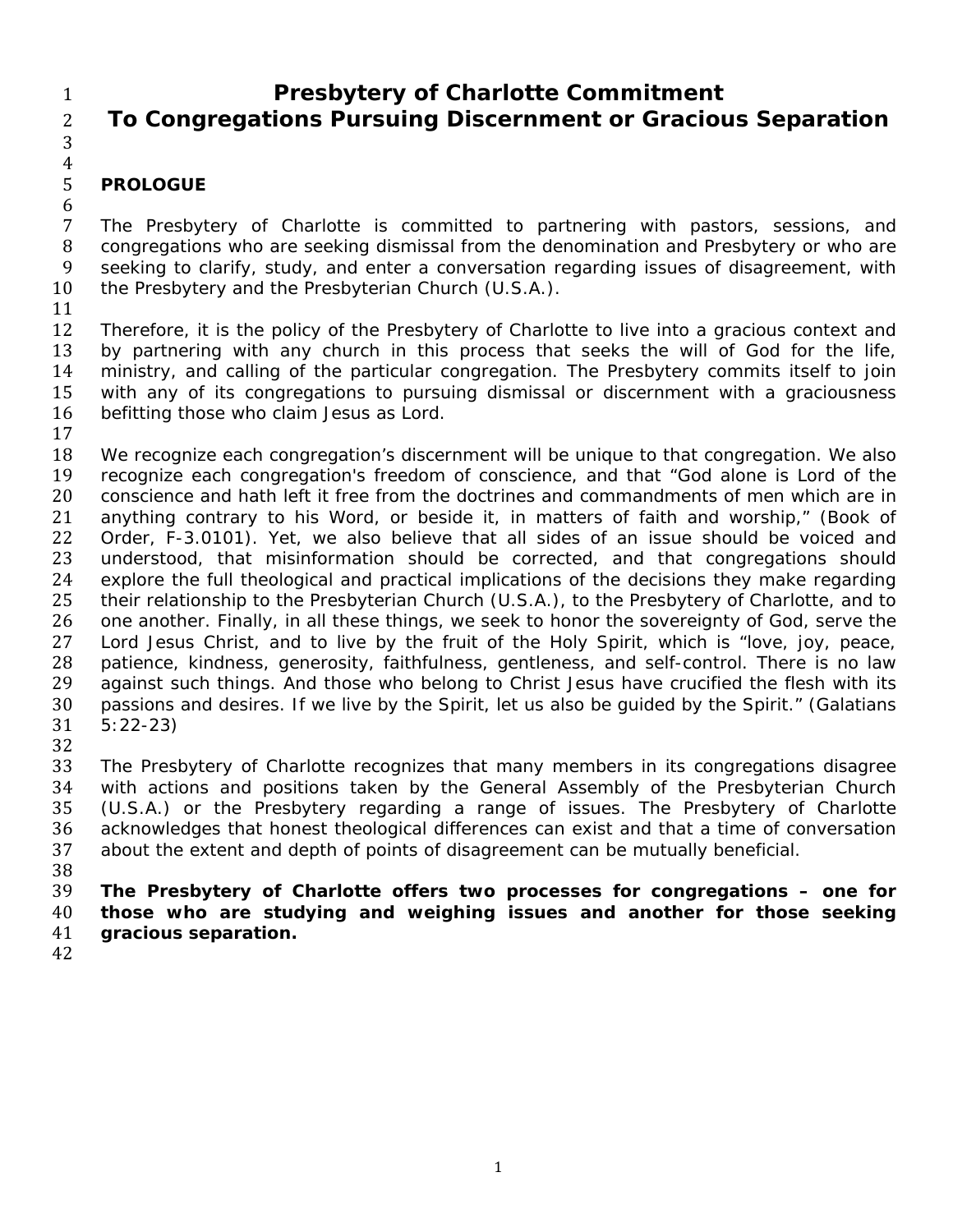# Presbytery of Charlotte Commitment To Congregations Pursuing Discernment or Gracious Separation

## PROLOGUE

The Presbytery of Charlotte is committed to partnering with pastors, sessions, and congregations who are seeking dismissal from the denomination and Presbytery or who are seeking to clarify, study, and enter a conversation regarding issues of disagreement, with the Presbytery and the Presbyterian Church (U.S.A.).

Therefore, it is the policy of the Presbytery of Charlotte to live into a gracious context and by partnering with any church in this process that seeks the will of God for the life, ministry, and calling of the particular congregation. The Presbytery commits itself to join with any of its congregations to pursuing dismissal or discernment with a graciousness befitting those who claim Jesus as Lord.

We recognize each congregation's discernment will be unique to that congregation. We also recognize each congregation's freedom of conscience, and that "God alone is Lord of the conscience and hath left it free from the doctrines and commandments of men which are in anything contrary to his Word, or beside it, in matters of faith and worship," (Book of Order, F-3.0101). Yet, we also believe that all sides of an issue should be voiced and understood, that misinformation should be corrected, and that congregations should explore the full theological and practical implications of the decisions they make regarding their relationship to the Presbyterian Church (U.S.A.), to the Presbytery of Charlotte, and to one another. Finally, in all these things, we seek to honor the sovereignty of God, serve the Lord Jesus Christ, and to live by the fruit of the Holy Spirit, which is "love, joy, peace, patience, kindness, generosity, faithfulness, gentleness, and self-control. There is no law against such things. And those who belong to Christ Jesus have crucified the flesh with its passions and desires. If we live by the Spirit, let us also be guided by the Spirit." (Galatians 5:22-23)

The Presbytery of Charlotte recognizes that many members in its congregations disagree with actions and positions taken by the General Assembly of the Presbyterian Church (U.S.A.) or the Presbytery regarding a range of issues. The Presbytery of Charlotte acknowledges that honest theological differences can exist and that a time of conversation about the extent and depth of points of disagreement can be mutually beneficial.

**The Presbytery of Charlotte offers two processes for congregations – one for those who are studying and weighing issues and another for those seeking gracious separation.**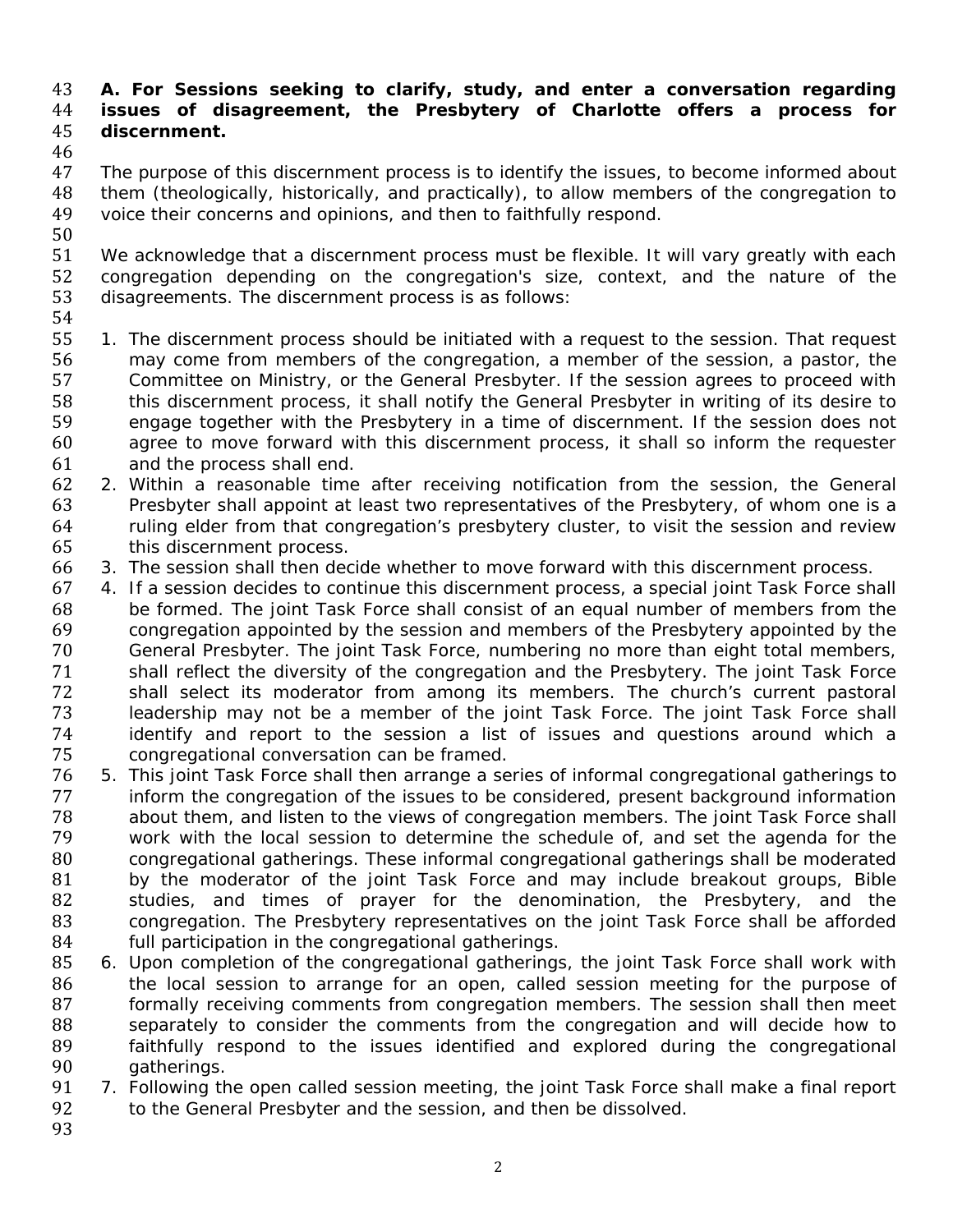**A. For Sessions seeking to clarify, study, and enter a conversation regarding issues of disagreement, the Presbytery of Charlotte offers a process for discernment.**

The purpose of this discernment process is to identify the issues, to become informed about them (theologically, historically, and practically), to allow members of the congregation to voice their concerns and opinions, and then to faithfully respond.

We acknowledge that a discernment process must be flexible. It will vary greatly with each congregation depending on the congregation's size, context, and the nature of the disagreements. The discernment process is as follows:

1. The discernment process should be initiated with a request to the session. That request may come from members of the congregation, a member of the session, a pastor, the Committee on Ministry, or the General Presbyter. If the session agrees to proceed with this discernment process, it shall notify the General Presbyter in writing of its desire to engage together with the Presbytery in a time of discernment. If the session does not agree to move forward with this discernment process, it shall so inform the requester and the process shall end.
2. Within a reasonable time after receiving notification from the session, the General Presbyter shall appoint at least two representatives of the Presbytery, of whom one is a ruling elder from that congregation's presbytery cluster, to visit the session and review this discernment process.
3. The session shall then decide whether to move forward with this discernment process.
4. If a session decides to continue this discernment process, a special joint Task Force shall be formed. The joint Task Force shall consist of an equal number of members from the congregation appointed by the session and members of the Presbytery appointed by the General Presbyter. The joint Task Force, numbering no more than eight total members, shall reflect the diversity of the congregation and the Presbytery. The joint Task Force shall select its moderator from among its members. The church's current pastoral leadership may not be a member of the joint Task Force. The joint Task Force shall identify and report to the session a list of issues and questions around which a congregational conversation can be framed.
5. This joint Task Force shall then arrange a series of informal congregational gatherings to inform the congregation of the issues to be considered, present background information about them, and listen to the views of congregation members. The joint Task Force shall work with the local session to determine the schedule of, and set the agenda for the congregational gatherings. These informal congregational gatherings shall be moderated by the moderator of the joint Task Force and may include breakout groups, Bible studies, and times of prayer for the denomination, the Presbytery, and the congregation. The Presbytery representatives on the joint Task Force shall be afforded full participation in the congregational gatherings.
6. Upon completion of the congregational gatherings, the joint Task Force shall work with the local session to arrange for an open, called session meeting for the purpose of formally receiving comments from congregation members. The session shall then meet separately to consider the comments from the congregation and will decide how to faithfully respond to the issues identified and explored during the congregational gatherings.
7. Following the open called session meeting, the joint Task Force shall make a final report to the General Presbyter and the session, and then be dissolved.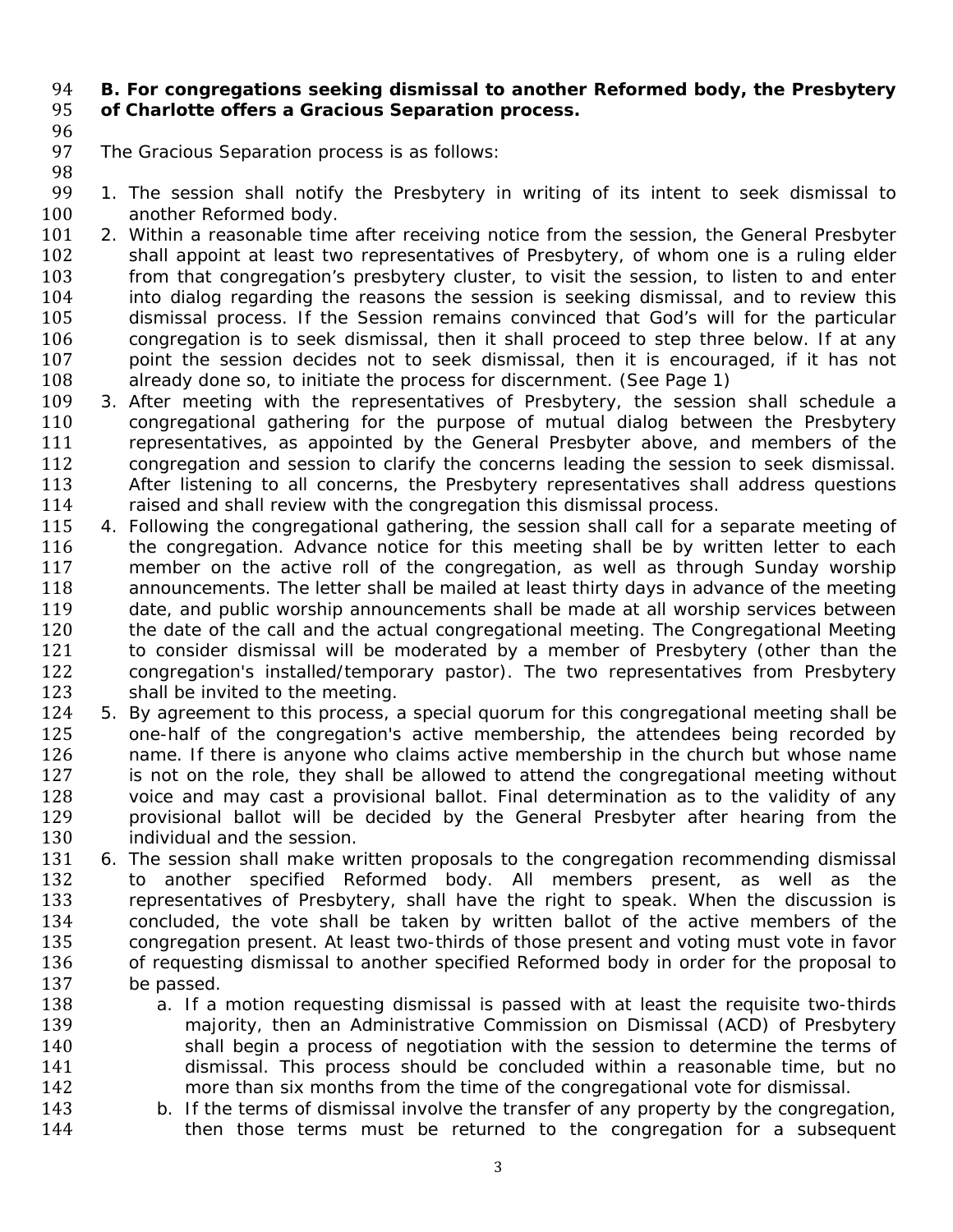**B. For congregations seeking dismissal to another Reformed body, the Presbytery of Charlotte offers a Gracious Separation process.**

The Gracious Separation process is as follows:

1. The session shall notify the Presbytery in writing of its intent to seek dismissal to another Reformed body.
2. Within a reasonable time after receiving notice from the session, the General Presbyter shall appoint at least two representatives of Presbytery, of whom one is a ruling elder from that congregation's presbytery cluster, to visit the session, to listen to and enter into dialog regarding the reasons the session is seeking dismissal, and to review this dismissal process. If the Session remains convinced that God's will for the particular congregation is to seek dismissal, then it shall proceed to step three below. If at any point the session decides not to seek dismissal, then it is encouraged, if it has not already done so, to initiate the process for discernment. (See Page 1)
3. After meeting with the representatives of Presbytery, the session shall schedule a congregational gathering for the purpose of mutual dialog between the Presbytery representatives, as appointed by the General Presbyter above, and members of the congregation and session to clarify the concerns leading the session to seek dismissal. After listening to all concerns, the Presbytery representatives shall address questions raised and shall review with the congregation this dismissal process.
4. Following the congregational gathering, the session shall call for a separate meeting of the congregation. Advance notice for this meeting shall be by written letter to each member on the active roll of the congregation, as well as through Sunday worship announcements. The letter shall be mailed at least thirty days in advance of the meeting date, and public worship announcements shall be made at all worship services between the date of the call and the actual congregational meeting. The Congregational Meeting to consider dismissal will be moderated by a member of Presbytery (other than the congregation's installed/temporary pastor). The two representatives from Presbytery shall be invited to the meeting.
5. By agreement to this process, a special quorum for this congregational meeting shall be one-half of the congregation's active membership, the attendees being recorded by name. If there is anyone who claims active membership in the church but whose name is not on the role, they shall be allowed to attend the congregational meeting without voice and may cast a provisional ballot. Final determination as to the validity of any provisional ballot will be decided by the General Presbyter after hearing from the individual and the session.
6. The session shall make written proposals to the congregation recommending dismissal to another specified Reformed body. All members present, as well as the representatives of Presbytery, shall have the right to speak. When the discussion is concluded, the vote shall be taken by written ballot of the active members of the congregation present. At least two-thirds of those present and voting must vote in favor of requesting dismissal to another specified Reformed body in order for the proposal to be passed.
   a. If a motion requesting dismissal is passed with at least the requisite two-thirds majority, then an Administrative Commission on Dismissal (ACD) of Presbytery shall begin a process of negotiation with the session to determine the terms of dismissal. This process should be concluded within a reasonable time, but no more than six months from the time of the congregational vote for dismissal.
   b. If the terms of dismissal involve the transfer of any property by the congregation, then those terms must be returned to the congregation for a subsequent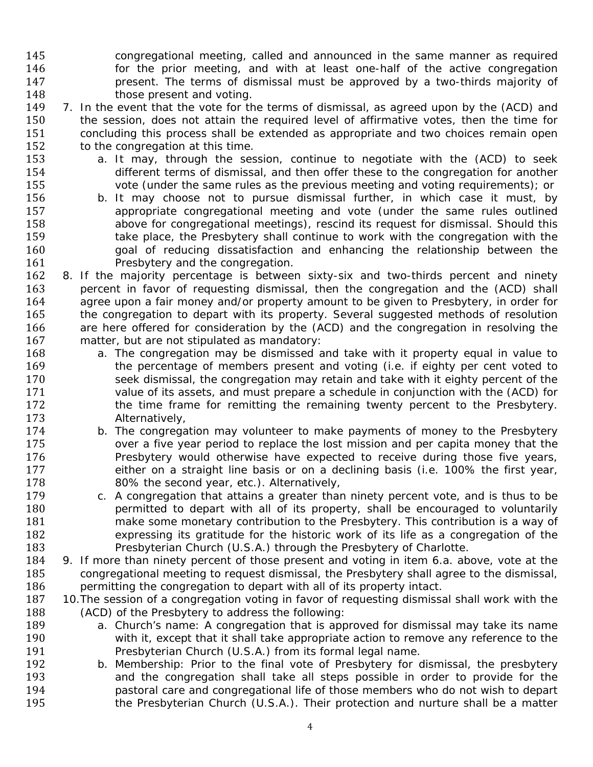congregational meeting, called and announced in the same manner as required for the prior meeting, and with at least one-half of the active congregation present. The terms of dismissal must be approved by a two-thirds majority of those present and voting.

7. In the event that the vote for the terms of dismissal, as agreed upon by the (ACD) and the session, does not attain the required level of affirmative votes, then the time for concluding this process shall be extended as appropriate and two choices remain open to the congregation at this time.
   a. It may, through the session, continue to negotiate with the (ACD) to seek different terms of dismissal, and then offer these to the congregation for another vote (under the same rules as the previous meeting and voting requirements); or
   b. It may choose not to pursue dismissal further, in which case it must, by appropriate congregational meeting and vote (under the same rules outlined above for congregational meetings), rescind its request for dismissal. Should this take place, the Presbytery shall continue to work with the congregation with the goal of reducing dissatisfaction and enhancing the relationship between the Presbytery and the congregation.
8. If the majority percentage is between sixty-six and two-thirds percent and ninety percent in favor of requesting dismissal, then the congregation and the (ACD) shall agree upon a fair money and/or property amount to be given to Presbytery, in order for the congregation to depart with its property. Several suggested methods of resolution are here offered for consideration by the (ACD) and the congregation in resolving the matter, but are not stipulated as mandatory:
   a. The congregation may be dismissed and take with it property equal in value to the percentage of members present and voting (i.e. if eighty per cent voted to seek dismissal, the congregation may retain and take with it eighty percent of the value of its assets, and must prepare a schedule in conjunction with the (ACD) for the time frame for remitting the remaining twenty percent to the Presbytery. Alternatively,
   b. The congregation may volunteer to make payments of money to the Presbytery over a five year period to replace the lost mission and per capita money that the Presbytery would otherwise have expected to receive during those five years, either on a straight line basis or on a declining basis (i.e. 100% the first year, 80% the second year, etc.). Alternatively,
   c. A congregation that attains a greater than ninety percent vote, and is thus to be permitted to depart with all of its property, shall be encouraged to voluntarily make some monetary contribution to the Presbytery. This contribution is a way of expressing its gratitude for the historic work of its life as a congregation of the Presbyterian Church (U.S.A.) through the Presbytery of Charlotte.
9. If more than ninety percent of those present and voting in item 6.a. above, vote at the congregational meeting to request dismissal, the Presbytery shall agree to the dismissal, permitting the congregation to depart with all of its property intact.
10. The session of a congregation voting in favor of requesting dismissal shall work with the (ACD) of the Presbytery to address the following:
    a. Church's name: A congregation that is approved for dismissal may take its name with it, except that it shall take appropriate action to remove any reference to the Presbyterian Church (U.S.A.) from its formal legal name.
    b. Membership: Prior to the final vote of Presbytery for dismissal, the presbytery and the congregation shall take all steps possible in order to provide for the pastoral care and congregational life of those members who do not wish to depart the Presbyterian Church (U.S.A.). Their protection and nurture shall be a matter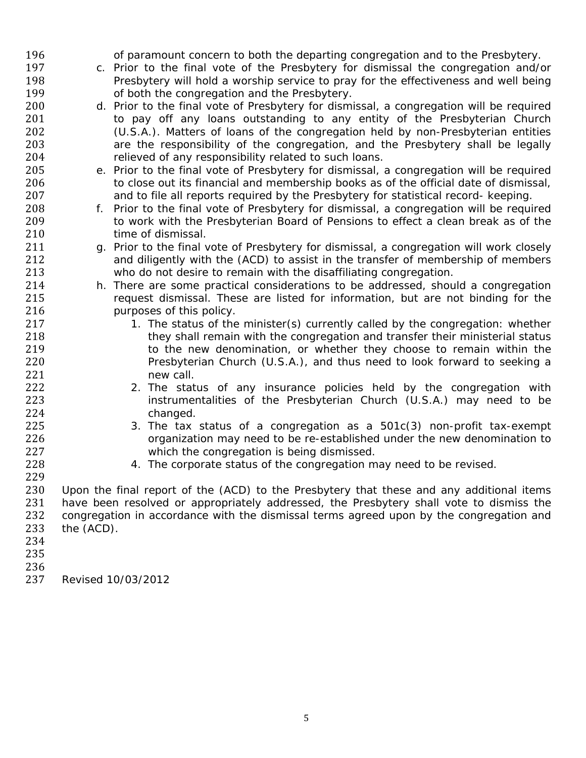of paramount concern to both the departing congregation and to the Presbytery.

c. Prior to the final vote of the Presbytery for dismissal the congregation and/or Presbytery will hold a worship service to pray for the effectiveness and well being of both the congregation and the Presbytery.

d. Prior to the final vote of Presbytery for dismissal, a congregation will be required to pay off any loans outstanding to any entity of the Presbyterian Church (U.S.A.). Matters of loans of the congregation held by non-Presbyterian entities are the responsibility of the congregation, and the Presbytery shall be legally relieved of any responsibility related to such loans.

e. Prior to the final vote of Presbytery for dismissal, a congregation will be required to close out its financial and membership books as of the official date of dismissal, and to file all reports required by the Presbytery for statistical record- keeping.

f. Prior to the final vote of Presbytery for dismissal, a congregation will be required to work with the Presbyterian Board of Pensions to effect a clean break as of the time of dismissal.

g. Prior to the final vote of Presbytery for dismissal, a congregation will work closely and diligently with the (ACD) to assist in the transfer of membership of members who do not desire to remain with the disaffiliating congregation.

h. There are some practical considerations to be addressed, should a congregation request dismissal. These are listed for information, but are not binding for the purposes of this policy.

   1. The status of the minister(s) currently called by the congregation: whether they shall remain with the congregation and transfer their ministerial status to the new denomination, or whether they choose to remain within the Presbyterian Church (U.S.A.), and thus need to look forward to seeking a new call.
   2. The status of any insurance policies held by the congregation with instrumentalities of the Presbyterian Church (U.S.A.) may need to be changed.
   3. The tax status of a congregation as a 501c(3) non-profit tax-exempt organization may need to be re-established under the new denomination to which the congregation is being dismissed.
   4. The corporate status of the congregation may need to be revised.

Upon the final report of the (ACD) to the Presbytery that these and any additional items have been resolved or appropriately addressed, the Presbytery shall vote to dismiss the congregation in accordance with the dismissal terms agreed upon by the congregation and the (ACD).

Revised 10/03/2012